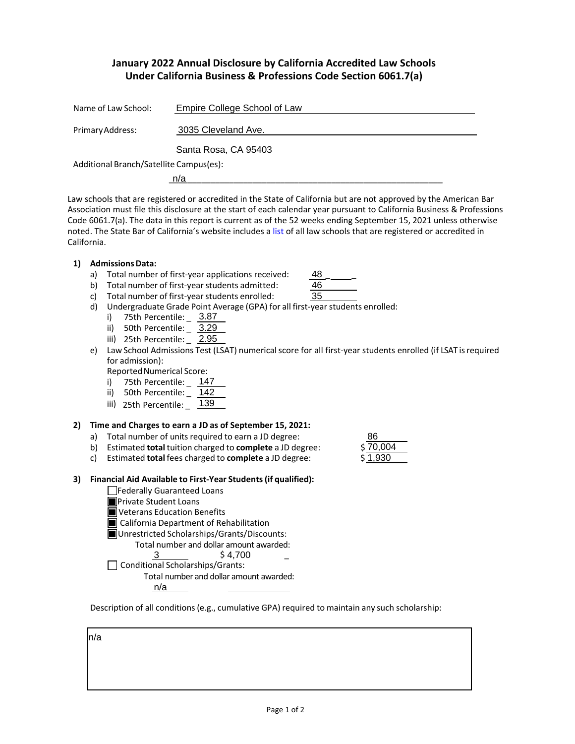# January 2022 Annual Disclosure by California Accredited Law Schools Under California Business & Professions Code Section 6061.7(a)

Name of Law School: Empire College School of Law

Primary Address: 3035 Cleveland Ave.

Santa Rosa, CA 95403

Additional Branch/Satellite Campus(es):

n/a

Law schools that are registered or accredited in the State of California but are not approved by the American Bar Association must file this disclosure at the start of each calendar year pursuant to California Business & Professions Code 6061.7(a). The data in this report is current as of the 52 weeks ending September 15, 2021 unless otherwise noted. The State Bar of California's website includes a list of all law schools that are registered or accredited in California.

**1) Admissions Data:**

a) Total number of first-year applications received: 48

b) Total number of first-year students admitted: 46

c) Total number of first-year students enrolled: 35

d) Undergraduate Grade Point Average (GPA) for all first-year students enrolled:

i) 75th Percentile: 3.87

ii) 50th Percentile: 3.29

iii) 25th Percentile: 2.95

e) Law School Admissions Test (LSAT) numerical score for all first-year students enrolled (if LSAT is required for admission):

Reported Numerical Score:

i) 75th Percentile: 147

ii) 50th Percentile: 142

iii) 25th Percentile: 139

**2) Time and Charges to earn a JD as of September 15, 2021:**

a) Total number of units required to earn a JD degree: 86

b) Estimated **total** tuition charged to **complete** a JD degree: $ 70,004

c) Estimated **total** fees charged to **complete** a JD degree: $ 1,930

**3) Financial Aid Available to First-Year Students (if qualified):**

- ☐ Federally Guaranteed Loans
- ☒ Private Student Loans
- ☒ Veterans Education Benefits
- ☒ California Department of Rehabilitation
- ☒ Unrestricted Scholarships/Grants/Discounts:

  Total number and dollar amount awarded:

  3 $ 4,700

- ☐ Conditional Scholarships/Grants:

  Total number and dollar amount awarded:

  n/a

Description of all conditions (e.g., cumulative GPA) required to maintain any such scholarship:

n/a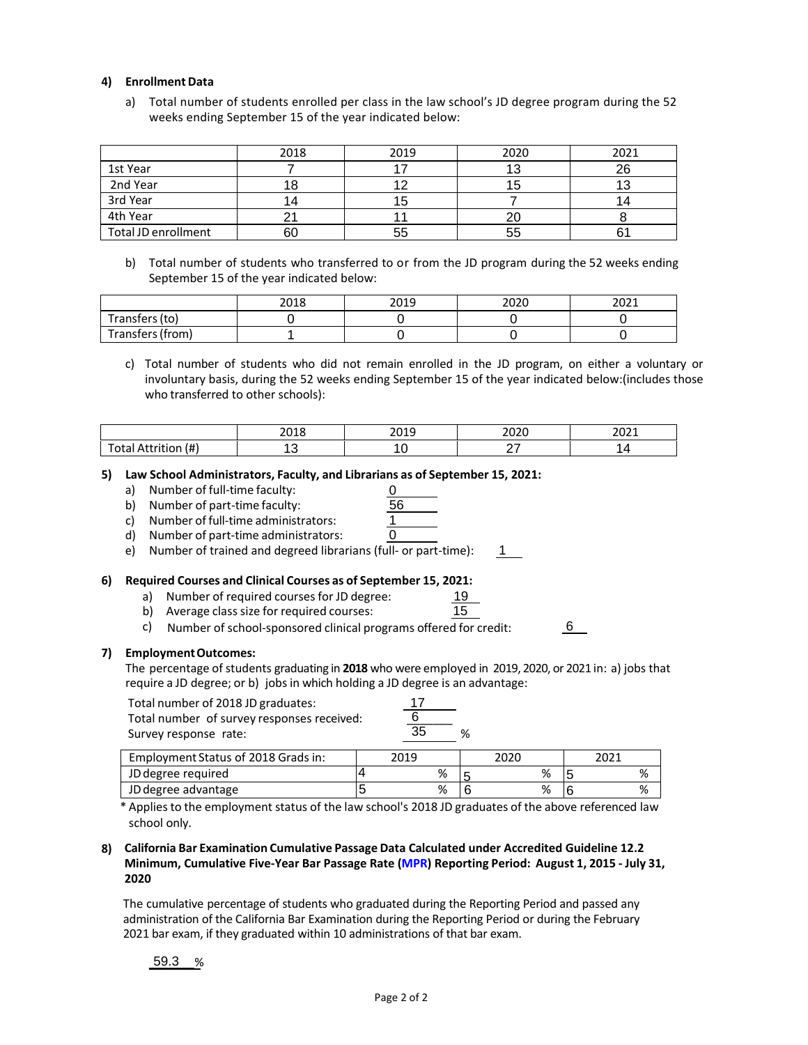**4) Enrollment Data**

a) Total number of students enrolled per class in the law school's JD degree program during the 52 weeks ending September 15 of the year indicated below:

| | 2018 | 2019 | 2020 | 2021 |
|---|---|---|---|---|
| 1st Year | 7 | 17 | 13 | 26 |
| 2nd Year | 18 | 12 | 15 | 13 |
| 3rd Year | 14 | 15 | 7 | 14 |
| 4th Year | 21 | 11 | 20 | 8 |
| Total JD enrollment | 60 | 55 | 55 | 61 |

b) Total number of students who transferred to or from the JD program during the 52 weeks ending September 15 of the year indicated below:

| | 2018 | 2019 | 2020 | 2021 |
|---|---|---|---|---|
| Transfers (to) | 0 | 0 | 0 | 0 |
| Transfers (from) | 1 | 0 | 0 | 0 |

c) Total number of students who did not remain enrolled in the JD program, on either a voluntary or involuntary basis, during the 52 weeks ending September 15 of the year indicated below:(includes those who transferred to other schools):

| | 2018 | 2019 | 2020 | 2021 |
|---|---|---|---|---|
| Total Attrition (#) | 13 | 10 | 27 | 14 |

**5) Law School Administrators, Faculty, and Librarians as of September 15, 2021:**

a) Number of full-time faculty: 0
b) Number of part-time faculty: 56
c) Number of full-time administrators: 1
d) Number of part-time administrators: 0
e) Number of trained and degreed librarians (full- or part-time): 1

**6) Required Courses and Clinical Courses as of September 15, 2021:**

a) Number of required courses for JD degree: 19
b) Average class size for required courses: 15
c) Number of school-sponsored clinical programs offered for credit: 6

**7) Employment Outcomes:**

The percentage of students graduating in **2018** who were employed in 2019, 2020, or 2021 in: a) jobs that require a JD degree; or b) jobs in which holding a JD degree is an advantage:

Total number of 2018 JD graduates: 17
Total number of survey responses received: 6
Survey response rate: 35 %

| Employment Status of 2018 Grads in: | 2019 | 2020 | 2021 |
|---|---|---|---|
| JD degree required | 4 % | 5 % | 5 % |
| JD degree advantage | 5 % | 6 % | 6 % |

\* Applies to the employment status of the law school's 2018 JD graduates of the above referenced law school only.

**8) California Bar Examination Cumulative Passage Data Calculated under Accredited Guideline 12.2 Minimum, Cumulative Five-Year Bar Passage Rate (MPR) Reporting Period: August 1, 2015 - July 31, 2020**

The cumulative percentage of students who graduated during the Reporting Period and passed any administration of the California Bar Examination during the Reporting Period or during the February 2021 bar exam, if they graduated within 10 administrations of that bar exam.

59.3 %